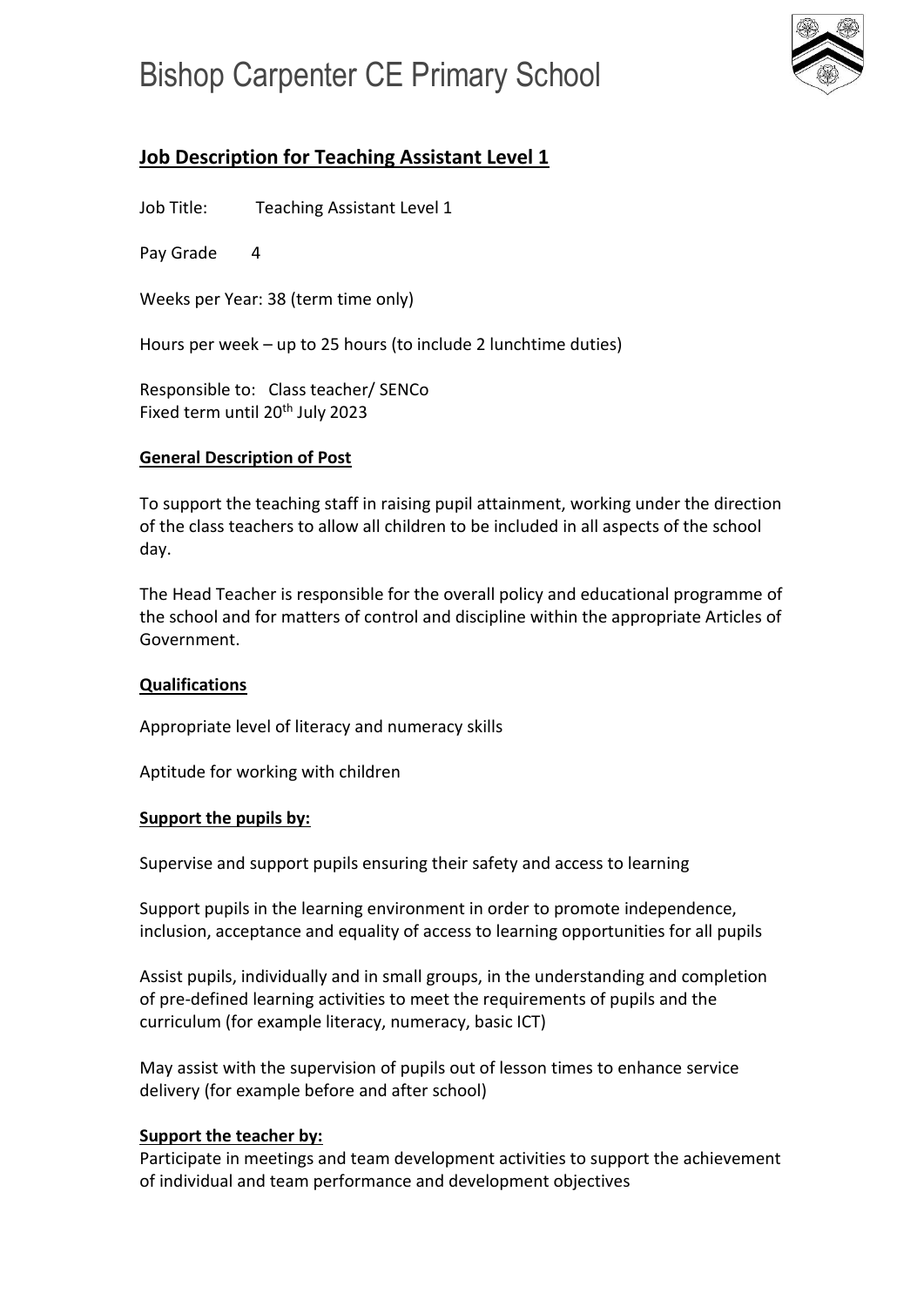# Bishop Carpenter CE Primary School

## Job Description for Teaching Assistant Level 1

Job Title: Teaching Assistant Level 1

Pay Grade 4

Weeks per Year: 38 (term time only)

Hours per week – up to 25 hours (to include 2 lunchtime duties)

Responsible to: Class teacher/ SENCo
Fixed term until 20th July 2023

### General Description of Post

To support the teaching staff in raising pupil attainment, working under the direction of the class teachers to allow all children to be included in all aspects of the school day.

The Head Teacher is responsible for the overall policy and educational programme of the school and for matters of control and discipline within the appropriate Articles of Government.

### Qualifications

Appropriate level of literacy and numeracy skills

Aptitude for working with children

### Support the pupils by:

Supervise and support pupils ensuring their safety and access to learning

Support pupils in the learning environment in order to promote independence, inclusion, acceptance and equality of access to learning opportunities for all pupils

Assist pupils, individually and in small groups, in the understanding and completion of pre-defined learning activities to meet the requirements of pupils and the curriculum (for example literacy, numeracy, basic ICT)

May assist with the supervision of pupils out of lesson times to enhance service delivery (for example before and after school)

### Support the teacher by:

Participate in meetings and team development activities to support the achievement of individual and team performance and development objectives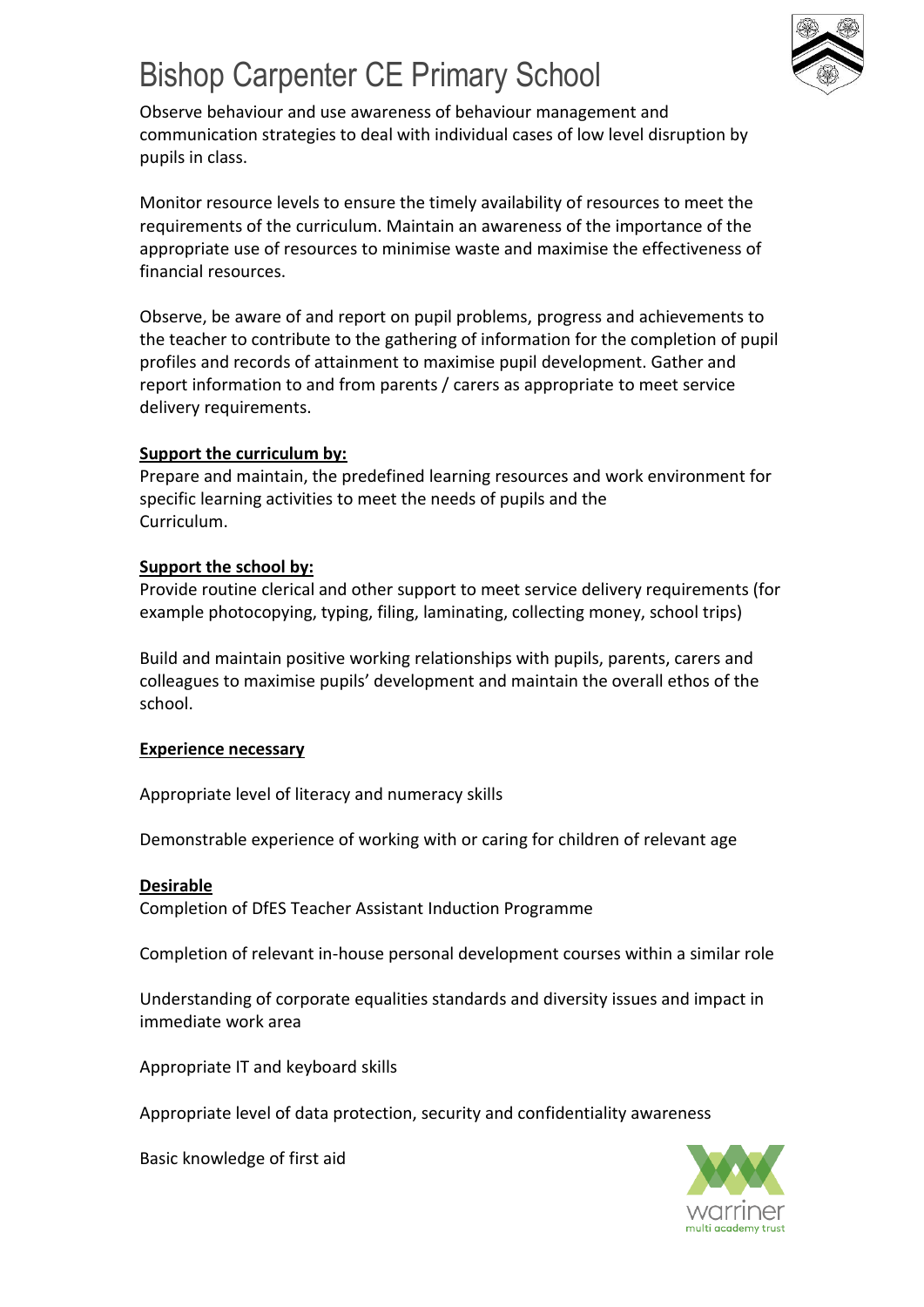# Bishop Carpenter CE Primary School

Observe behaviour and use awareness of behaviour management and communication strategies to deal with individual cases of low level disruption by pupils in class.

Monitor resource levels to ensure the timely availability of resources to meet the requirements of the curriculum. Maintain an awareness of the importance of the appropriate use of resources to minimise waste and maximise the effectiveness of financial resources.

Observe, be aware of and report on pupil problems, progress and achievements to the teacher to contribute to the gathering of information for the completion of pupil profiles and records of attainment to maximise pupil development. Gather and report information to and from parents / carers as appropriate to meet service delivery requirements.

**Support the curriculum by:**

Prepare and maintain, the predefined learning resources and work environment for specific learning activities to meet the needs of pupils and the Curriculum.

**Support the school by:**

Provide routine clerical and other support to meet service delivery requirements (for example photocopying, typing, filing, laminating, collecting money, school trips)

Build and maintain positive working relationships with pupils, parents, carers and colleagues to maximise pupils' development and maintain the overall ethos of the school.

**Experience necessary**

Appropriate level of literacy and numeracy skills

Demonstrable experience of working with or caring for children of relevant age

**Desirable**

Completion of DfES Teacher Assistant Induction Programme

Completion of relevant in-house personal development courses within a similar role

Understanding of corporate equalities standards and diversity issues and impact in immediate work area

Appropriate IT and keyboard skills

Appropriate level of data protection, security and confidentiality awareness

Basic knowledge of first aid

warriner multi academy trust